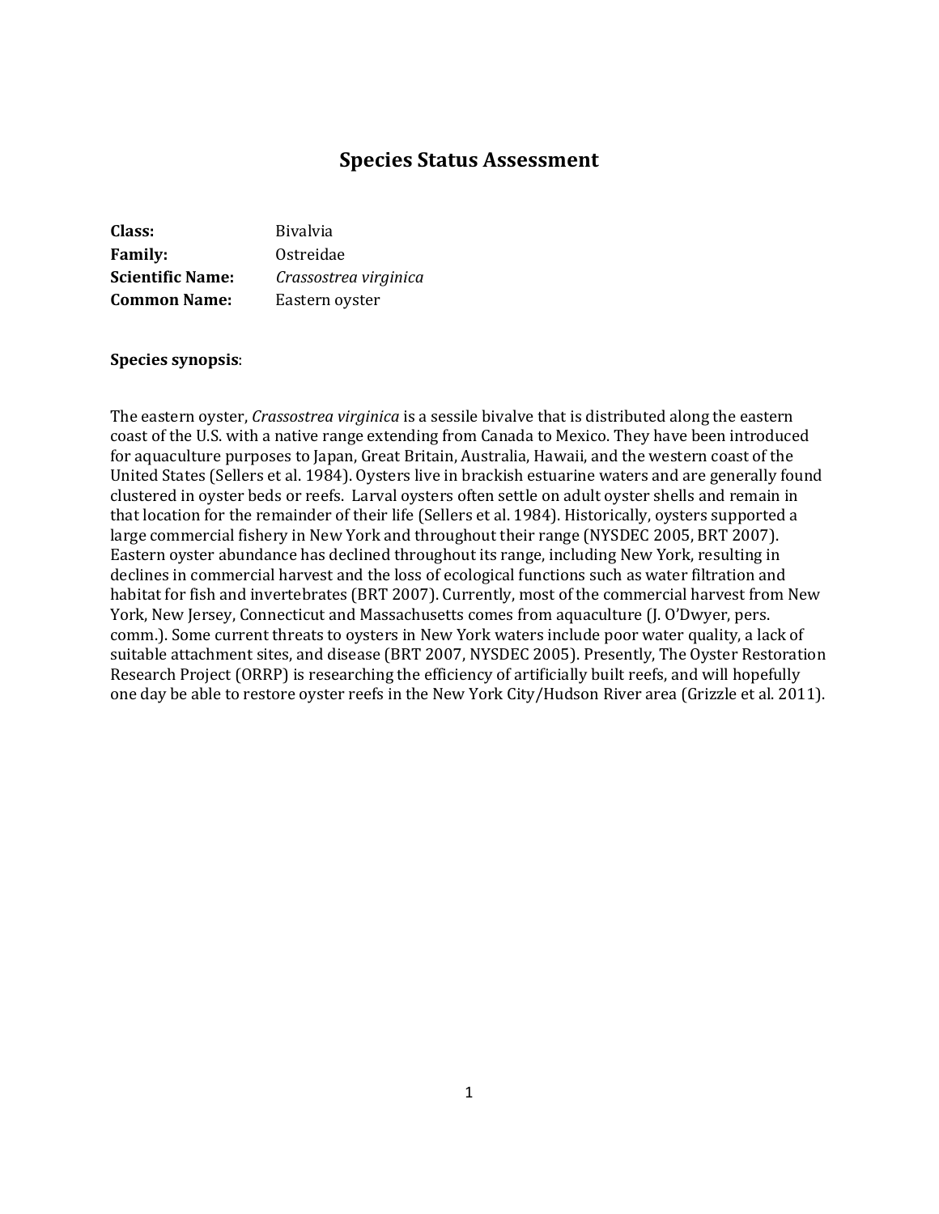# Species Status Assessment

**Class:** Bivalvia
**Family:** Ostreidae
**Scientific Name:** *Crassostrea virginica*
**Common Name:** Eastern oyster

**Species synopsis**:

The eastern oyster, *Crassostrea virginica* is a sessile bivalve that is distributed along the eastern coast of the U.S. with a native range extending from Canada to Mexico. They have been introduced for aquaculture purposes to Japan, Great Britain, Australia, Hawaii, and the western coast of the United States (Sellers et al. 1984). Oysters live in brackish estuarine waters and are generally found clustered in oyster beds or reefs. Larval oysters often settle on adult oyster shells and remain in that location for the remainder of their life (Sellers et al. 1984). Historically, oysters supported a large commercial fishery in New York and throughout their range (NYSDEC 2005, BRT 2007). Eastern oyster abundance has declined throughout its range, including New York, resulting in declines in commercial harvest and the loss of ecological functions such as water filtration and habitat for fish and invertebrates (BRT 2007). Currently, most of the commercial harvest from New York, New Jersey, Connecticut and Massachusetts comes from aquaculture (J. O'Dwyer, pers. comm.). Some current threats to oysters in New York waters include poor water quality, a lack of suitable attachment sites, and disease (BRT 2007, NYSDEC 2005). Presently, The Oyster Restoration Research Project (ORRP) is researching the efficiency of artificially built reefs, and will hopefully one day be able to restore oyster reefs in the New York City/Hudson River area (Grizzle et al. 2011).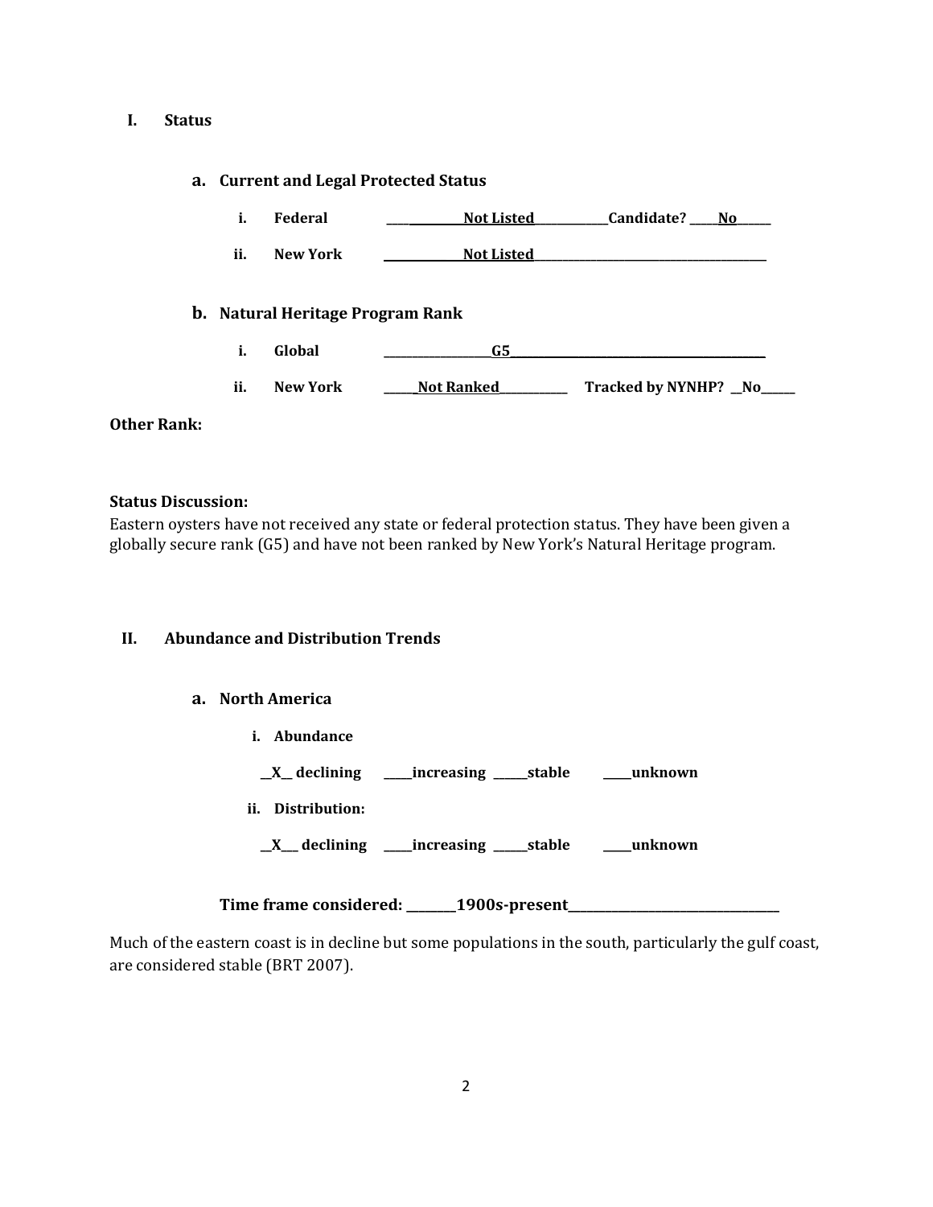# I. Status

## a. Current and Legal Protected Status

**i. Federal** ____________Not Listed____________Candidate? _____No______

**ii. New York** ______________Not Listed____________________________________________

## b. Natural Heritage Program Rank

**i. Global** ___________________G5_____________________________________________

**ii. New York** ______Not Ranked____________ **Tracked by NYNHP? __No______**

**Other Rank:**

**Status Discussion:**

Eastern oysters have not received any state or federal protection status. They have been given a globally secure rank (G5) and have not been ranked by New York's Natural Heritage program.

# II. Abundance and Distribution Trends

## a. North America

**i. Abundance**

**__X__ declining _____increasing ______stable _____unknown**

**ii. Distribution:**

**__X___ declining _____increasing ______stable _____unknown**

**Time frame considered: ________1900s-present_________________________________**

Much of the eastern coast is in decline but some populations in the south, particularly the gulf coast, are considered stable (BRT 2007).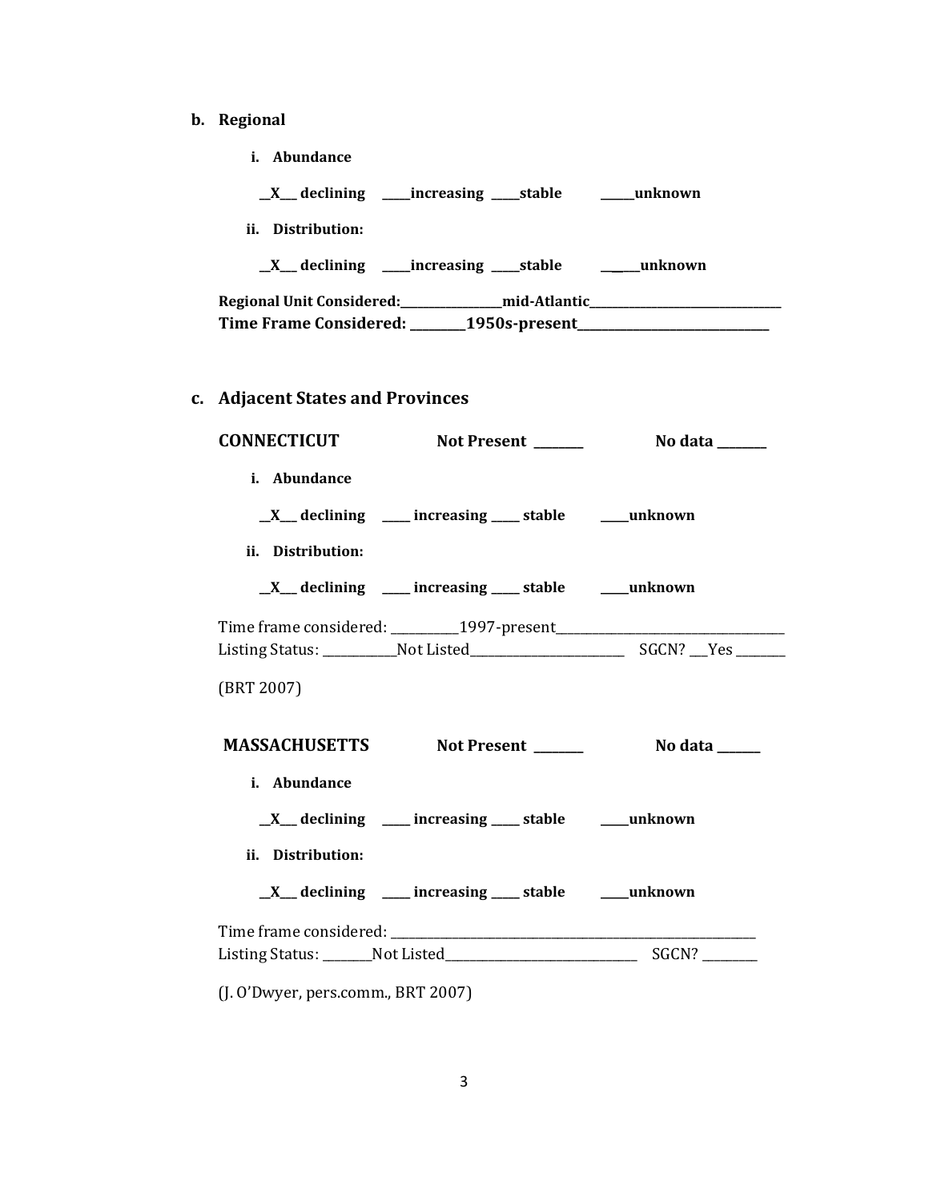**b. Regional**

**i. Abundance**

**\_\_X\_\_ declining \_\_\_\_increasing \_\_\_\_stable \_\_\_\_\_unknown**

**ii. Distribution:**

**\_\_X\_\_ declining \_\_\_\_increasing \_\_\_\_stable \_\_\_\_\_unknown**

**Regional Unit Considered:\_\_\_\_\_\_\_\_\_\_\_\_\_\_\_mid-Atlantic\_\_\_\_\_\_\_\_\_\_\_\_\_\_\_\_\_\_\_\_\_\_\_\_\_\_\_\_\_\_**
**Time Frame Considered: \_\_\_\_\_\_\_\_1950s-present\_\_\_\_\_\_\_\_\_\_\_\_\_\_\_\_\_\_\_\_\_\_\_\_\_\_\_\_\_**

**c. Adjacent States and Provinces**

**CONNECTICUT Not Present \_\_\_\_\_\_\_ No data \_\_\_\_\_\_\_**

**i. Abundance**

**\_\_X\_\_ declining \_\_\_\_ increasing \_\_\_\_ stable \_\_\_\_unknown**

**ii. Distribution:**

**\_\_X\_\_ declining \_\_\_\_ increasing \_\_\_\_ stable \_\_\_\_unknown**

Time frame considered: \_\_\_\_\_\_\_\_\_\_1997-present\_\_\_\_\_\_\_\_\_\_\_\_\_\_\_\_\_\_\_\_\_\_\_\_\_\_\_\_\_\_\_\_\_\_
Listing Status: \_\_\_\_\_\_\_\_\_\_\_Not Listed\_\_\_\_\_\_\_\_\_\_\_\_\_\_\_\_\_\_\_\_\_\_\_ SGCN? \_\_\_Yes \_\_\_\_\_\_\_

(BRT 2007)

**MASSACHUSETTS Not Present \_\_\_\_\_\_\_ No data \_\_\_\_\_\_**

**i. Abundance**

**\_\_X\_\_ declining \_\_\_\_ increasing \_\_\_\_ stable \_\_\_\_unknown**

**ii. Distribution:**

**\_\_X\_\_ declining \_\_\_\_ increasing \_\_\_\_ stable \_\_\_\_unknown**

Time frame considered: \_\_\_\_\_\_\_\_\_\_\_\_\_\_\_\_\_\_\_\_\_\_\_\_\_\_\_\_\_\_\_\_\_\_\_\_\_\_\_\_\_\_\_\_\_\_\_\_\_\_\_\_\_\_\_\_\_\_
Listing Status: \_\_\_\_\_\_\_Not Listed\_\_\_\_\_\_\_\_\_\_\_\_\_\_\_\_\_\_\_\_\_\_\_\_\_\_\_\_ SGCN? \_\_\_\_\_\_\_\_

(J. O'Dwyer, pers.comm., BRT 2007)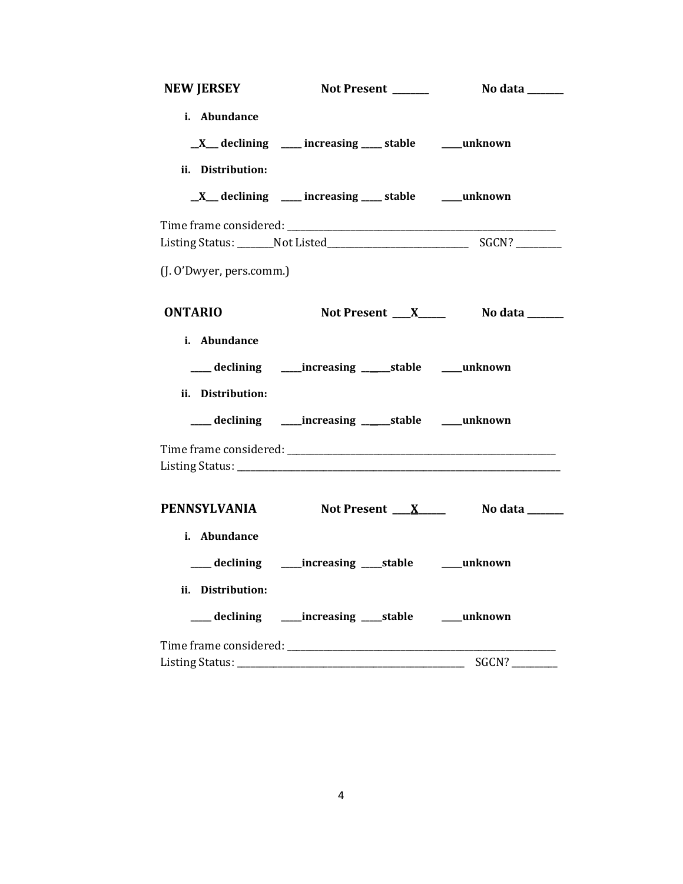**NEW JERSEY** Not Present _______ No data _______

**i. Abundance**

**\_\_X\_\_ declining \_\_\_\_ increasing \_\_\_\_ stable \_\_\_\_unknown**

**ii. Distribution:**

**\_\_X\_\_ declining \_\_\_\_ increasing \_\_\_\_ stable \_\_\_\_unknown**

Time frame considered: ___________________________________________

Listing Status: _______Not Listed_______________________ SGCN? _________

(J. O'Dwyer, pers.comm.)

**ONTARIO** Not Present \_\_\_X\_\_\_\_ No data _______

**i. Abundance**

**\_\_\_\_ declining \_\_\_\_increasing \_\_\_\_\_stable \_\_\_\_unknown**

**ii. Distribution:**

**\_\_\_\_ declining \_\_\_\_increasing \_\_\_\_\_stable \_\_\_\_unknown**

Time frame considered: ___________________________________________

Listing Status: ___________________________________________________

**PENNSYLVANIA** Not Present \_\_\_X\_\_\_\_ No data _______

**i. Abundance**

**\_\_\_\_ declining \_\_\_\_increasing \_\_\_\_stable \_\_\_\_unknown**

**ii. Distribution:**

**\_\_\_\_ declining \_\_\_\_increasing \_\_\_\_stable \_\_\_\_unknown**

Time frame considered: ___________________________________________

Listing Status: _____________________________________ SGCN? _________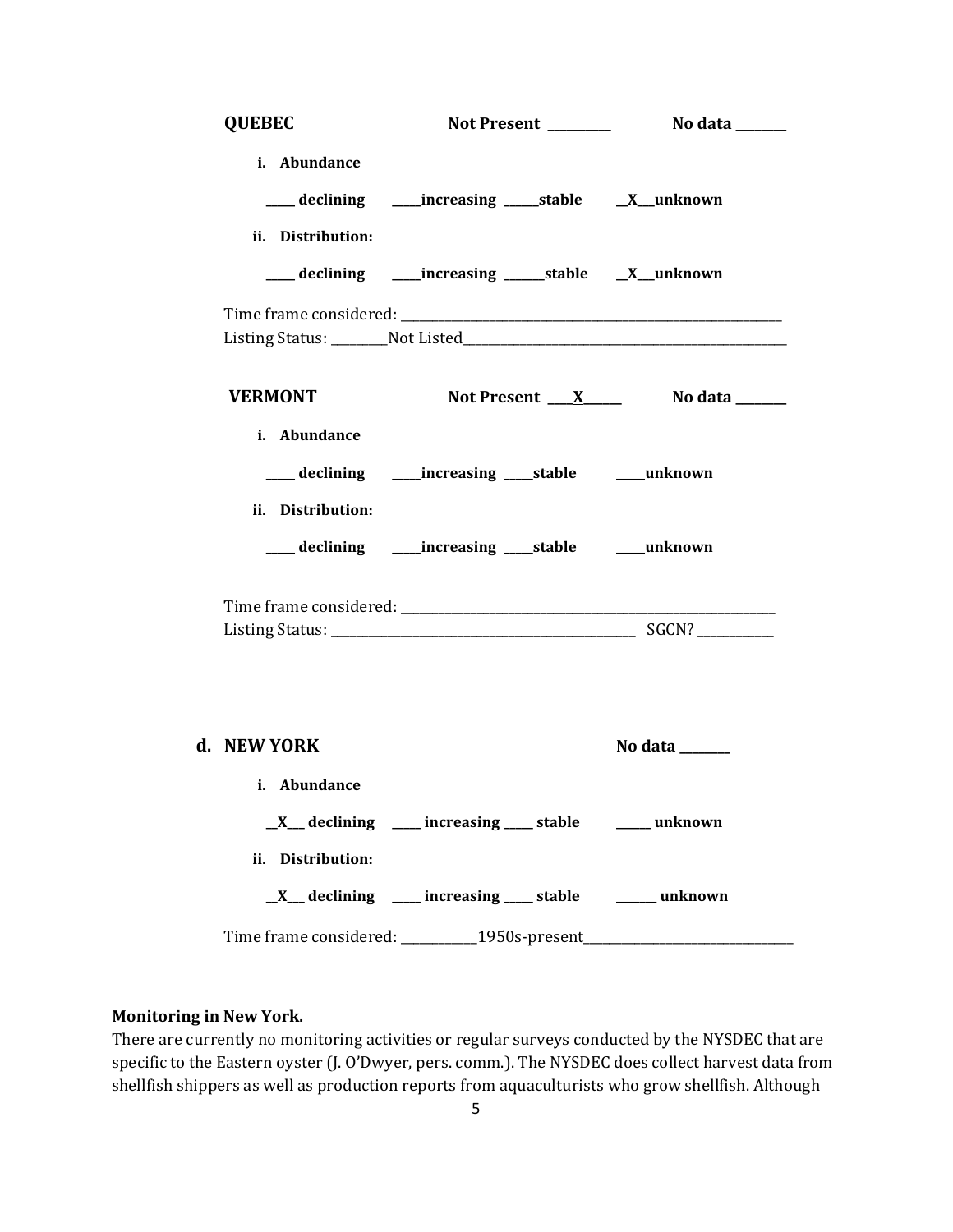**QUEBEC** Not Present _________ No data _______

**i. Abundance**

**____ declining ____increasing _____stable __X__unknown**

**ii. Distribution:**

**____ declining ____increasing ______stable __X__unknown**

Time frame considered: ___________________________________________________________

Listing Status: ________Not Listed_________________________________________________

**VERMONT** Not Present ___X_____ No data _______

**i. Abundance**

**____ declining ____increasing ____stable ____unknown**

**ii. Distribution:**

**____ declining ____increasing ____stable ____unknown**

Time frame considered: ___________________________________________________________

Listing Status: ______________________________________________ SGCN? ___________

**d. NEW YORK** No data _______

**i. Abundance**

**__X__ declining ____ increasing ____ stable _____ unknown**

**ii. Distribution:**

**__X__ declining ____ increasing ____ stable _____ unknown**

Time frame considered: ___________1950s-present_______________________________

**Monitoring in New York.**

There are currently no monitoring activities or regular surveys conducted by the NYSDEC that are specific to the Eastern oyster (J. O'Dwyer, pers. comm.). The NYSDEC does collect harvest data from shellfish shippers as well as production reports from aquaculturists who grow shellfish. Although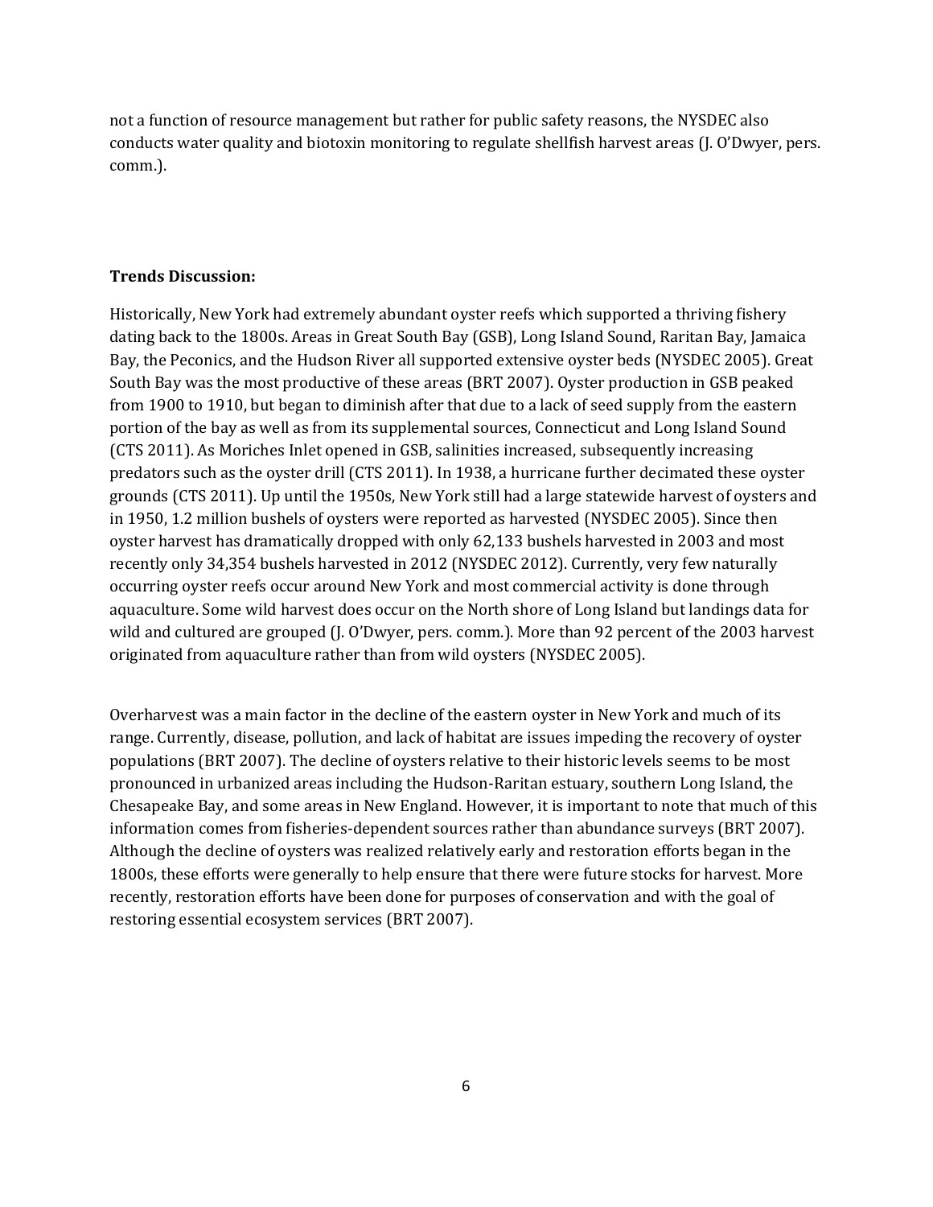not a function of resource management but rather for public safety reasons, the NYSDEC also conducts water quality and biotoxin monitoring to regulate shellfish harvest areas (J. O'Dwyer, pers. comm.).

**Trends Discussion:**

Historically, New York had extremely abundant oyster reefs which supported a thriving fishery dating back to the 1800s. Areas in Great South Bay (GSB), Long Island Sound, Raritan Bay, Jamaica Bay, the Peconics, and the Hudson River all supported extensive oyster beds (NYSDEC 2005). Great South Bay was the most productive of these areas (BRT 2007). Oyster production in GSB peaked from 1900 to 1910, but began to diminish after that due to a lack of seed supply from the eastern portion of the bay as well as from its supplemental sources, Connecticut and Long Island Sound (CTS 2011). As Moriches Inlet opened in GSB, salinities increased, subsequently increasing predators such as the oyster drill (CTS 2011). In 1938, a hurricane further decimated these oyster grounds (CTS 2011). Up until the 1950s, New York still had a large statewide harvest of oysters and in 1950, 1.2 million bushels of oysters were reported as harvested (NYSDEC 2005). Since then oyster harvest has dramatically dropped with only 62,133 bushels harvested in 2003 and most recently only 34,354 bushels harvested in 2012 (NYSDEC 2012). Currently, very few naturally occurring oyster reefs occur around New York and most commercial activity is done through aquaculture. Some wild harvest does occur on the North shore of Long Island but landings data for wild and cultured are grouped (J. O'Dwyer, pers. comm.). More than 92 percent of the 2003 harvest originated from aquaculture rather than from wild oysters (NYSDEC 2005).

Overharvest was a main factor in the decline of the eastern oyster in New York and much of its range. Currently, disease, pollution, and lack of habitat are issues impeding the recovery of oyster populations (BRT 2007). The decline of oysters relative to their historic levels seems to be most pronounced in urbanized areas including the Hudson-Raritan estuary, southern Long Island, the Chesapeake Bay, and some areas in New England. However, it is important to note that much of this information comes from fisheries-dependent sources rather than abundance surveys (BRT 2007). Although the decline of oysters was realized relatively early and restoration efforts began in the 1800s, these efforts were generally to help ensure that there were future stocks for harvest. More recently, restoration efforts have been done for purposes of conservation and with the goal of restoring essential ecosystem services (BRT 2007).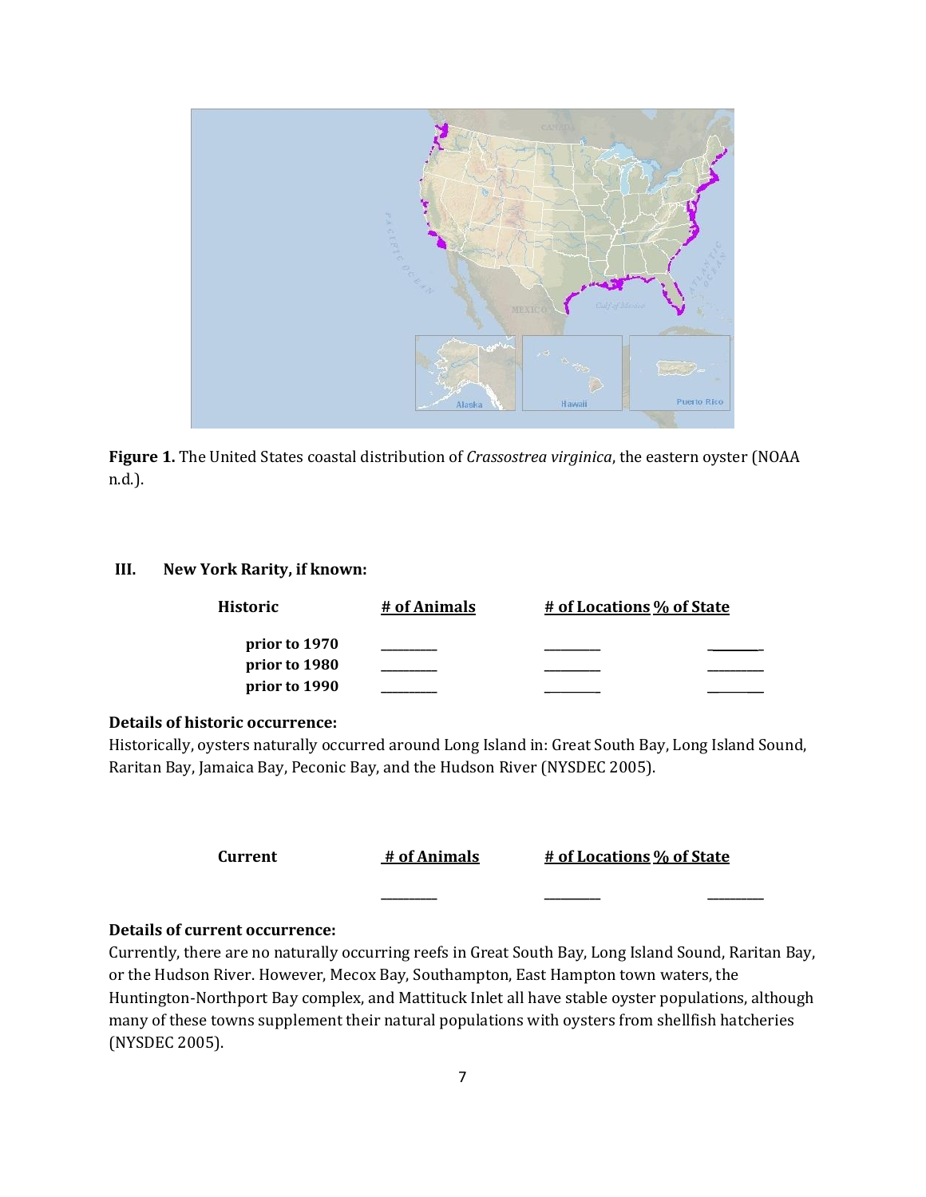**Figure 1.** The United States coastal distribution of *Crassostrea virginica*, the eastern oyster (NOAA n.d.).

**III. New York Rarity, if known:**

| Historic | # of Animals | # of Locations | % of State |
|---|---|---|---|
| prior to 1970 | ________ | ________ | ________ |
| prior to 1980 | ________ | ________ | ________ |
| prior to 1990 | ________ | ________ | ________ |

**Details of historic occurrence:**

Historically, oysters naturally occurred around Long Island in: Great South Bay, Long Island Sound, Raritan Bay, Jamaica Bay, Peconic Bay, and the Hudson River (NYSDEC 2005).

| Current | # of Animals | # of Locations | % of State |
|---|---|---|---|
| | ________ | ________ | ________ |

**Details of current occurrence:**

Currently, there are no naturally occurring reefs in Great South Bay, Long Island Sound, Raritan Bay, or the Hudson River. However, Mecox Bay, Southampton, East Hampton town waters, the Huntington-Northport Bay complex, and Mattituck Inlet all have stable oyster populations, although many of these towns supplement their natural populations with oysters from shellfish hatcheries (NYSDEC 2005).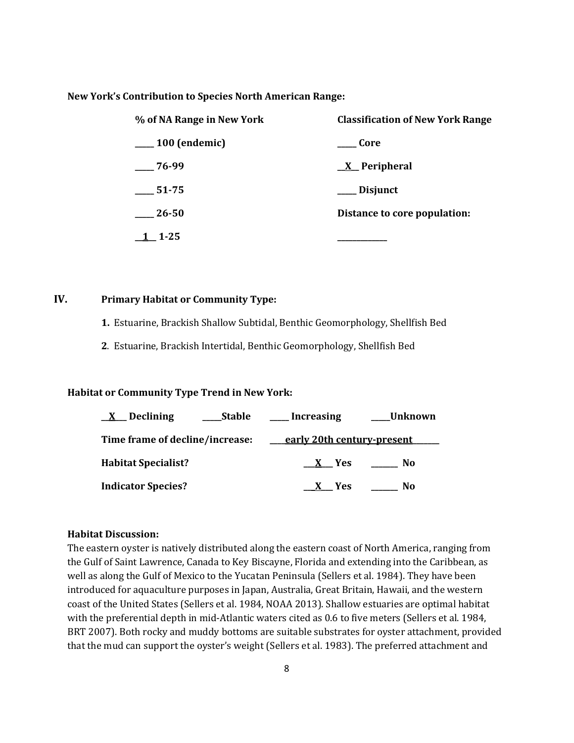**New York's Contribution to Species North American Range:**

| % of NA Range in New York | Classification of New York Range |
|---|---|
| _____ 100 (endemic) | _____ Core |
| _____ 76-99 | __X__ Peripheral |
| _____ 51-75 | _____ Disjunct |
| _____ 26-50 | **Distance to core population:** |
| __1__ 1-25 | ____________ |

## IV. Primary Habitat or Community Type:

1. Estuarine, Brackish Shallow Subtidal, Benthic Geomorphology, Shellfish Bed
2. Estuarine, Brackish Intertidal, Benthic Geomorphology, Shellfish Bed

**Habitat or Community Type Trend in New York:**

__X__ Declining _____Stable _____ Increasing _____Unknown

**Time frame of decline/increase:** ____early 20th century-present______

**Habitat Specialist?** ___X___ Yes _______ No

**Indicator Species?** ___X___ Yes _______ No

**Habitat Discussion:**

The eastern oyster is natively distributed along the eastern coast of North America, ranging from the Gulf of Saint Lawrence, Canada to Key Biscayne, Florida and extending into the Caribbean, as well as along the Gulf of Mexico to the Yucatan Peninsula (Sellers et al. 1984). They have been introduced for aquaculture purposes in Japan, Australia, Great Britain, Hawaii, and the western coast of the United States (Sellers et al. 1984, NOAA 2013). Shallow estuaries are optimal habitat with the preferential depth in mid-Atlantic waters cited as 0.6 to five meters (Sellers et al. 1984, BRT 2007). Both rocky and muddy bottoms are suitable substrates for oyster attachment, provided that the mud can support the oyster's weight (Sellers et al. 1983). The preferred attachment and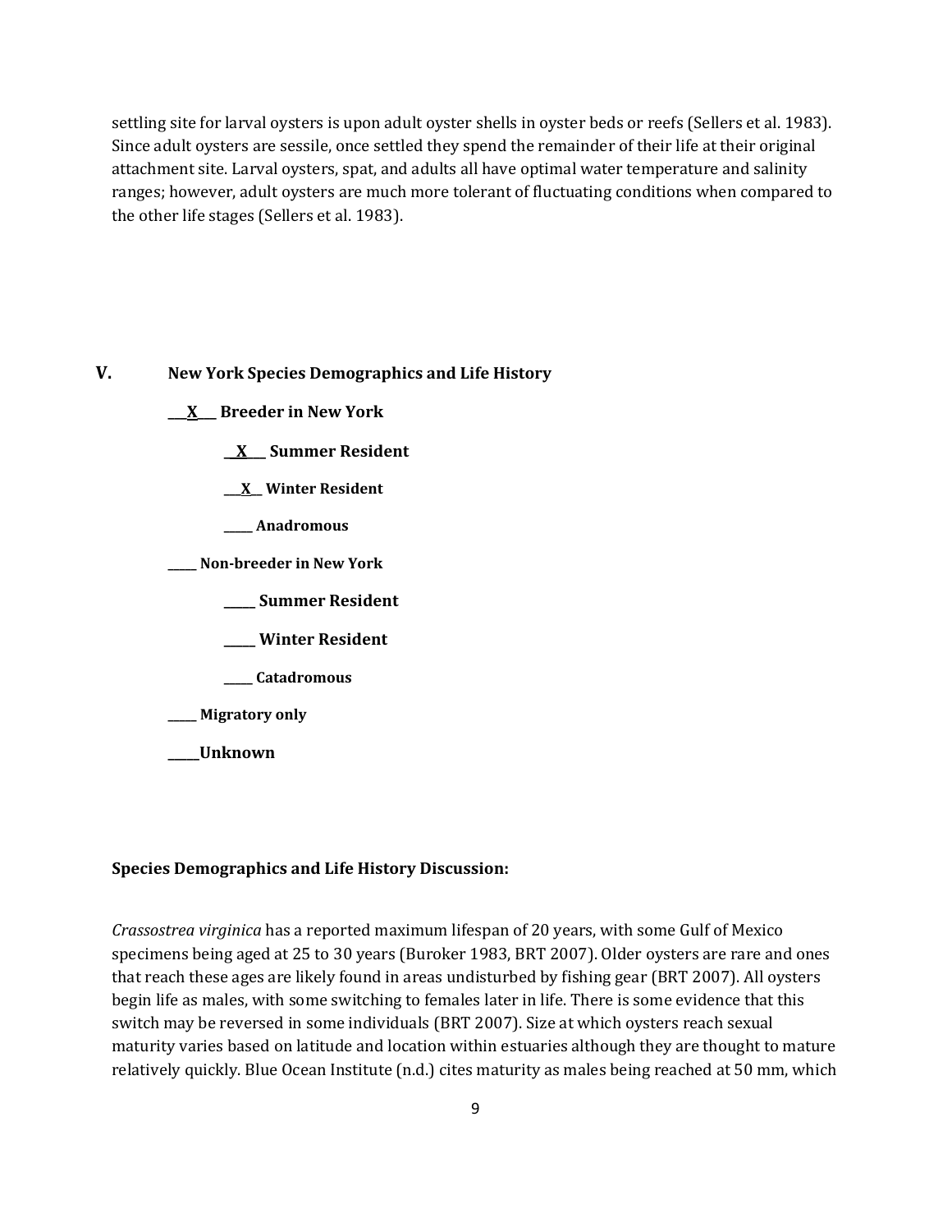settling site for larval oysters is upon adult oyster shells in oyster beds or reefs (Sellers et al. 1983). Since adult oysters are sessile, once settled they spend the remainder of their life at their original attachment site. Larval oysters, spat, and adults all have optimal water temperature and salinity ranges; however, adult oysters are much more tolerant of fluctuating conditions when compared to the other life stages (Sellers et al. 1983).

## V. New York Species Demographics and Life History

**\_\_\_X\_\_\_ Breeder in New York**

- **\_\_X\_\_\_ Summer Resident**
- **\_\_X\_\_ Winter Resident**
- **\_\_\_\_\_ Anadromous**

**\_\_\_\_\_ Non-breeder in New York**

- **\_\_\_\_\_ Summer Resident**
- **\_\_\_\_\_ Winter Resident**
- **\_\_\_\_\_ Catadromous**

**\_\_\_\_\_ Migratory only**

**\_\_\_\_\_Unknown**

**Species Demographics and Life History Discussion:**

*Crassostrea virginica* has a reported maximum lifespan of 20 years, with some Gulf of Mexico specimens being aged at 25 to 30 years (Buroker 1983, BRT 2007). Older oysters are rare and ones that reach these ages are likely found in areas undisturbed by fishing gear (BRT 2007). All oysters begin life as males, with some switching to females later in life. There is some evidence that this switch may be reversed in some individuals (BRT 2007). Size at which oysters reach sexual maturity varies based on latitude and location within estuaries although they are thought to mature relatively quickly. Blue Ocean Institute (n.d.) cites maturity as males being reached at 50 mm, which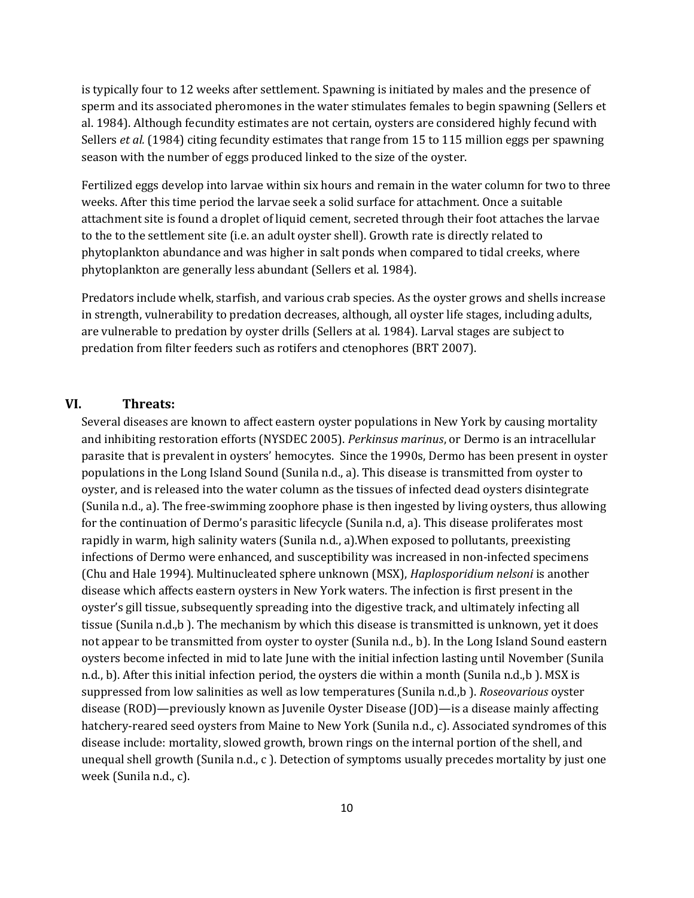is typically four to 12 weeks after settlement. Spawning is initiated by males and the presence of sperm and its associated pheromones in the water stimulates females to begin spawning (Sellers et al. 1984). Although fecundity estimates are not certain, oysters are considered highly fecund with Sellers *et al.* (1984) citing fecundity estimates that range from 15 to 115 million eggs per spawning season with the number of eggs produced linked to the size of the oyster.

Fertilized eggs develop into larvae within six hours and remain in the water column for two to three weeks. After this time period the larvae seek a solid surface for attachment. Once a suitable attachment site is found a droplet of liquid cement, secreted through their foot attaches the larvae to the to the settlement site (i.e. an adult oyster shell). Growth rate is directly related to phytoplankton abundance and was higher in salt ponds when compared to tidal creeks, where phytoplankton are generally less abundant (Sellers et al. 1984).

Predators include whelk, starfish, and various crab species. As the oyster grows and shells increase in strength, vulnerability to predation decreases, although, all oyster life stages, including adults, are vulnerable to predation by oyster drills (Sellers at al. 1984). Larval stages are subject to predation from filter feeders such as rotifers and ctenophores (BRT 2007).

## VI. Threats:

Several diseases are known to affect eastern oyster populations in New York by causing mortality and inhibiting restoration efforts (NYSDEC 2005). *Perkinsus marinus*, or Dermo is an intracellular parasite that is prevalent in oysters' hemocytes. Since the 1990s, Dermo has been present in oyster populations in the Long Island Sound (Sunila n.d., a). This disease is transmitted from oyster to oyster, and is released into the water column as the tissues of infected dead oysters disintegrate (Sunila n.d., a). The free-swimming zoophore phase is then ingested by living oysters, thus allowing for the continuation of Dermo's parasitic lifecycle (Sunila n.d, a). This disease proliferates most rapidly in warm, high salinity waters (Sunila n.d., a).When exposed to pollutants, preexisting infections of Dermo were enhanced, and susceptibility was increased in non-infected specimens (Chu and Hale 1994). Multinucleated sphere unknown (MSX), *Haplosporidium nelsoni* is another disease which affects eastern oysters in New York waters. The infection is first present in the oyster's gill tissue, subsequently spreading into the digestive track, and ultimately infecting all tissue (Sunila n.d.,b ). The mechanism by which this disease is transmitted is unknown, yet it does not appear to be transmitted from oyster to oyster (Sunila n.d., b). In the Long Island Sound eastern oysters become infected in mid to late June with the initial infection lasting until November (Sunila n.d., b). After this initial infection period, the oysters die within a month (Sunila n.d.,b ). MSX is suppressed from low salinities as well as low temperatures (Sunila n.d.,b ). *Roseovarious* oyster disease (ROD)—previously known as Juvenile Oyster Disease (JOD)—is a disease mainly affecting hatchery-reared seed oysters from Maine to New York (Sunila n.d., c). Associated syndromes of this disease include: mortality, slowed growth, brown rings on the internal portion of the shell, and unequal shell growth (Sunila n.d., c ). Detection of symptoms usually precedes mortality by just one week (Sunila n.d., c).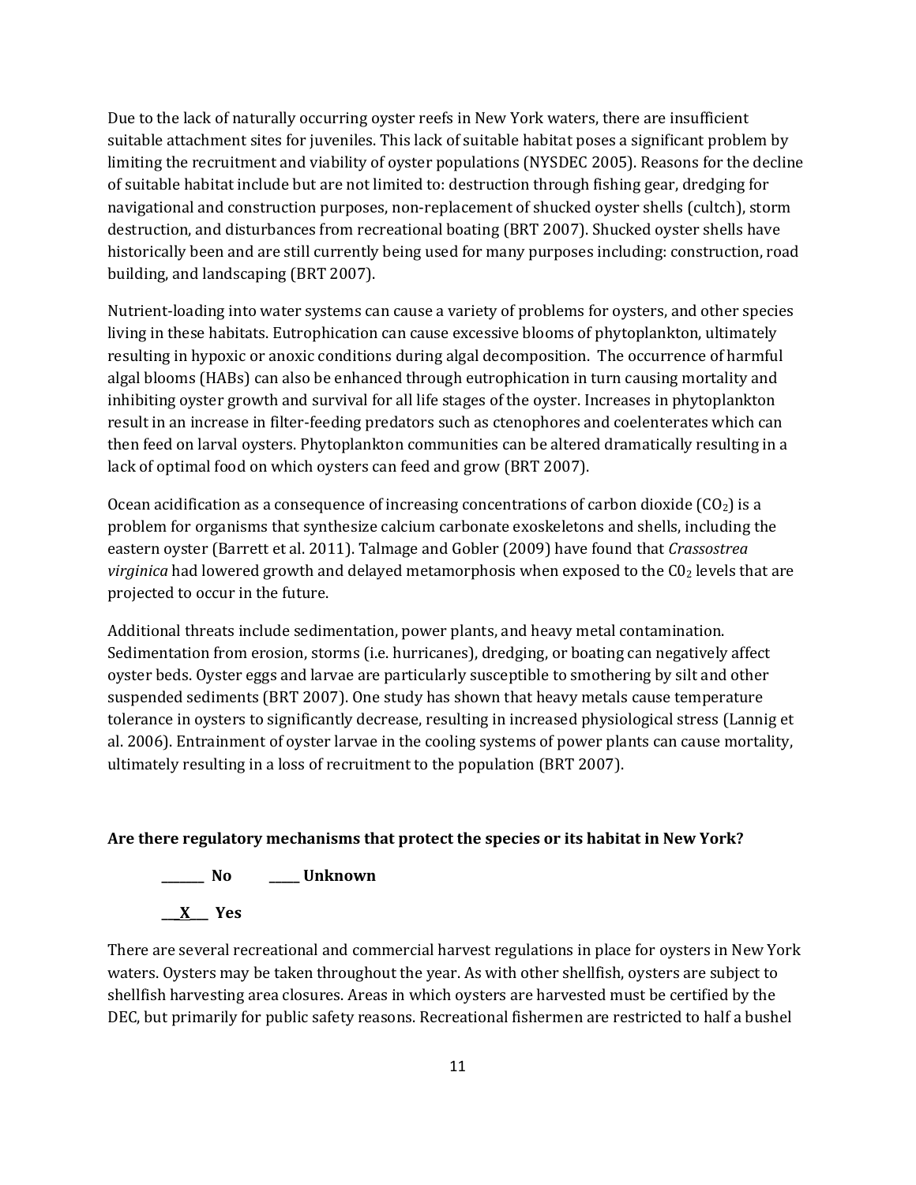Due to the lack of naturally occurring oyster reefs in New York waters, there are insufficient suitable attachment sites for juveniles. This lack of suitable habitat poses a significant problem by limiting the recruitment and viability of oyster populations (NYSDEC 2005). Reasons for the decline of suitable habitat include but are not limited to: destruction through fishing gear, dredging for navigational and construction purposes, non-replacement of shucked oyster shells (cultch), storm destruction, and disturbances from recreational boating (BRT 2007). Shucked oyster shells have historically been and are still currently being used for many purposes including: construction, road building, and landscaping (BRT 2007).

Nutrient-loading into water systems can cause a variety of problems for oysters, and other species living in these habitats. Eutrophication can cause excessive blooms of phytoplankton, ultimately resulting in hypoxic or anoxic conditions during algal decomposition. The occurrence of harmful algal blooms (HABs) can also be enhanced through eutrophication in turn causing mortality and inhibiting oyster growth and survival for all life stages of the oyster. Increases in phytoplankton result in an increase in filter-feeding predators such as ctenophores and coelenterates which can then feed on larval oysters. Phytoplankton communities can be altered dramatically resulting in a lack of optimal food on which oysters can feed and grow (BRT 2007).

Ocean acidification as a consequence of increasing concentrations of carbon dioxide ($CO_2$) is a problem for organisms that synthesize calcium carbonate exoskeletons and shells, including the eastern oyster (Barrett et al. 2011). Talmage and Gobler (2009) have found that *Crassostrea virginica* had lowered growth and delayed metamorphosis when exposed to the $C0_2$ levels that are projected to occur in the future.

Additional threats include sedimentation, power plants, and heavy metal contamination. Sedimentation from erosion, storms (i.e. hurricanes), dredging, or boating can negatively affect oyster beds. Oyster eggs and larvae are particularly susceptible to smothering by silt and other suspended sediments (BRT 2007). One study has shown that heavy metals cause temperature tolerance in oysters to significantly decrease, resulting in increased physiological stress (Lannig et al. 2006). Entrainment of oyster larvae in the cooling systems of power plants can cause mortality, ultimately resulting in a loss of recruitment to the population (BRT 2007).

**Are there regulatory mechanisms that protect the species or its habitat in New York?**

**_______ No     _____ Unknown**

**___X___ Yes**

There are several recreational and commercial harvest regulations in place for oysters in New York waters. Oysters may be taken throughout the year. As with other shellfish, oysters are subject to shellfish harvesting area closures. Areas in which oysters are harvested must be certified by the DEC, but primarily for public safety reasons. Recreational fishermen are restricted to half a bushel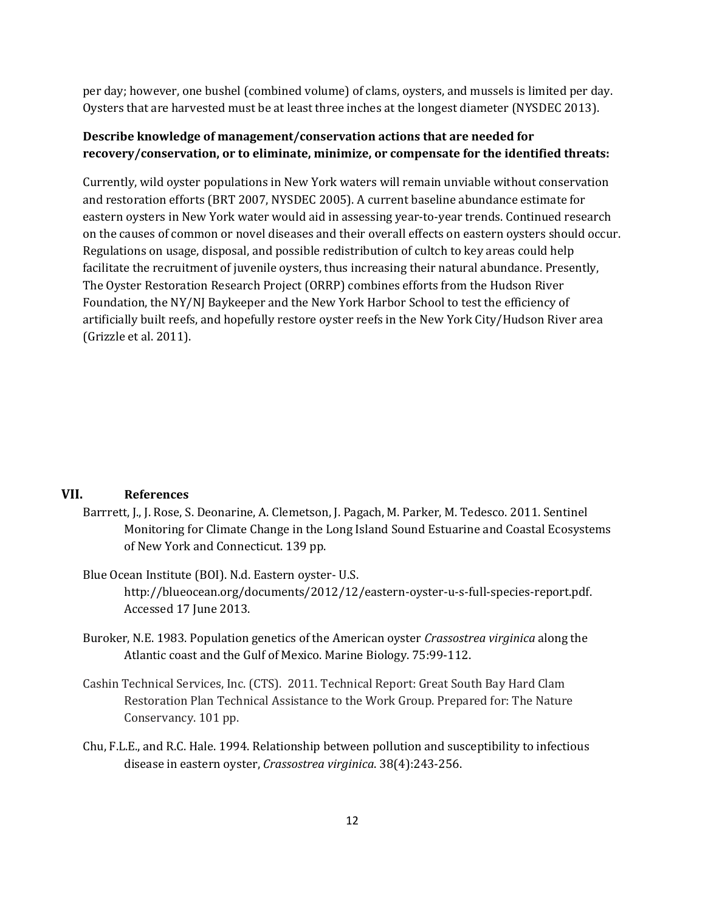per day; however, one bushel (combined volume) of clams, oysters, and mussels is limited per day. Oysters that are harvested must be at least three inches at the longest diameter (NYSDEC 2013).

**Describe knowledge of management/conservation actions that are needed for recovery/conservation, or to eliminate, minimize, or compensate for the identified threats:**

Currently, wild oyster populations in New York waters will remain unviable without conservation and restoration efforts (BRT 2007, NYSDEC 2005). A current baseline abundance estimate for eastern oysters in New York water would aid in assessing year-to-year trends. Continued research on the causes of common or novel diseases and their overall effects on eastern oysters should occur. Regulations on usage, disposal, and possible redistribution of cultch to key areas could help facilitate the recruitment of juvenile oysters, thus increasing their natural abundance. Presently, The Oyster Restoration Research Project (ORRP) combines efforts from the Hudson River Foundation, the NY/NJ Baykeeper and the New York Harbor School to test the efficiency of artificially built reefs, and hopefully restore oyster reefs in the New York City/Hudson River area (Grizzle et al. 2011).

## VII. References

Barrrett, J., J. Rose, S. Deonarine, A. Clemetson, J. Pagach, M. Parker, M. Tedesco. 2011. Sentinel Monitoring for Climate Change in the Long Island Sound Estuarine and Coastal Ecosystems of New York and Connecticut. 139 pp.

Blue Ocean Institute (BOI). N.d. Eastern oyster- U.S. http://blueocean.org/documents/2012/12/eastern-oyster-u-s-full-species-report.pdf. Accessed 17 June 2013.

Buroker, N.E. 1983. Population genetics of the American oyster *Crassostrea virginica* along the Atlantic coast and the Gulf of Mexico. Marine Biology. 75:99-112.

Cashin Technical Services, Inc. (CTS). 2011. Technical Report: Great South Bay Hard Clam Restoration Plan Technical Assistance to the Work Group. Prepared for: The Nature Conservancy. 101 pp.

Chu, F.L.E., and R.C. Hale. 1994. Relationship between pollution and susceptibility to infectious disease in eastern oyster, *Crassostrea virginica*. 38(4):243-256.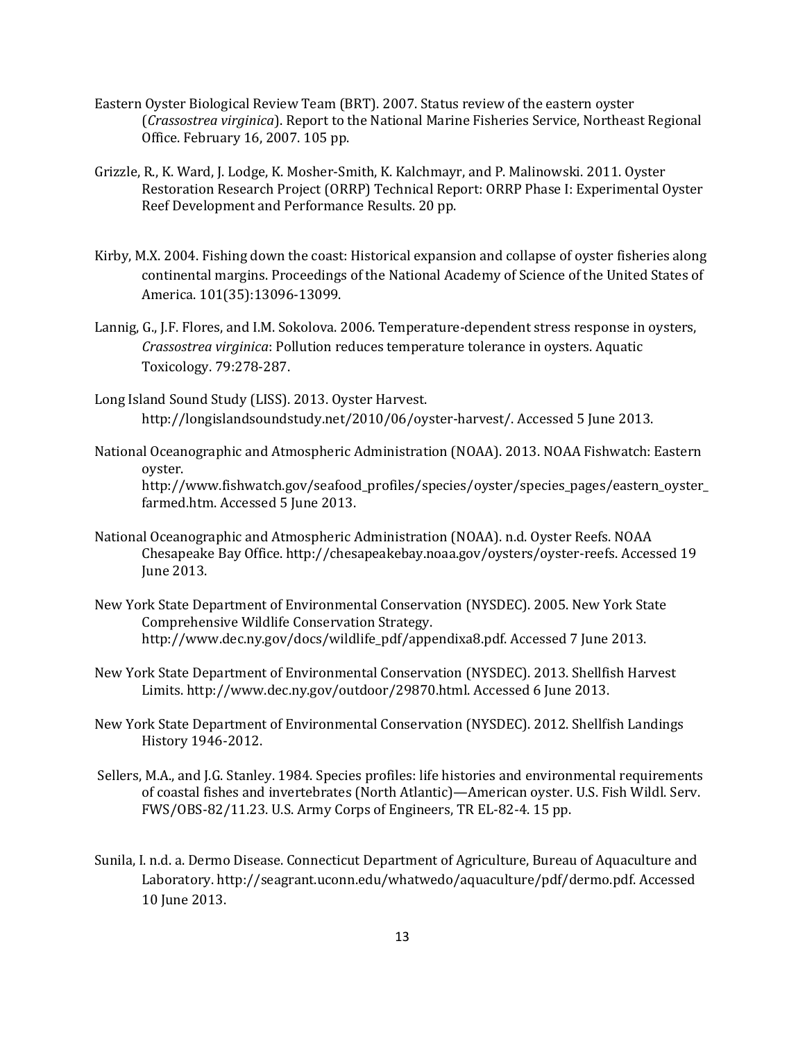Eastern Oyster Biological Review Team (BRT). 2007. Status review of the eastern oyster (*Crassostrea virginica*). Report to the National Marine Fisheries Service, Northeast Regional Office. February 16, 2007. 105 pp.

Grizzle, R., K. Ward, J. Lodge, K. Mosher-Smith, K. Kalchmayr, and P. Malinowski. 2011. Oyster Restoration Research Project (ORRP) Technical Report: ORRP Phase I: Experimental Oyster Reef Development and Performance Results. 20 pp.

Kirby, M.X. 2004. Fishing down the coast: Historical expansion and collapse of oyster fisheries along continental margins. Proceedings of the National Academy of Science of the United States of America. 101(35):13096-13099.

Lannig, G., J.F. Flores, and I.M. Sokolova. 2006. Temperature-dependent stress response in oysters, *Crassostrea virginica*: Pollution reduces temperature tolerance in oysters. Aquatic Toxicology. 79:278-287.

Long Island Sound Study (LISS). 2013. Oyster Harvest. http://longislandsoundstudy.net/2010/06/oyster-harvest/. Accessed 5 June 2013.

National Oceanographic and Atmospheric Administration (NOAA). 2013. NOAA Fishwatch: Eastern oyster. http://www.fishwatch.gov/seafood_profiles/species/oyster/species_pages/eastern_oyster_farmed.htm. Accessed 5 June 2013.

National Oceanographic and Atmospheric Administration (NOAA). n.d. Oyster Reefs. NOAA Chesapeake Bay Office. http://chesapeakebay.noaa.gov/oysters/oyster-reefs. Accessed 19 June 2013.

New York State Department of Environmental Conservation (NYSDEC). 2005. New York State Comprehensive Wildlife Conservation Strategy. http://www.dec.ny.gov/docs/wildlife_pdf/appendixa8.pdf. Accessed 7 June 2013.

New York State Department of Environmental Conservation (NYSDEC). 2013. Shellfish Harvest Limits. http://www.dec.ny.gov/outdoor/29870.html. Accessed 6 June 2013.

New York State Department of Environmental Conservation (NYSDEC). 2012. Shellfish Landings History 1946-2012.

Sellers, M.A., and J.G. Stanley. 1984. Species profiles: life histories and environmental requirements of coastal fishes and invertebrates (North Atlantic)—American oyster. U.S. Fish Wildl. Serv. FWS/OBS-82/11.23. U.S. Army Corps of Engineers, TR EL-82-4. 15 pp.

Sunila, I. n.d. a. Dermo Disease. Connecticut Department of Agriculture, Bureau of Aquaculture and Laboratory. http://seagrant.uconn.edu/whatwedo/aquaculture/pdf/dermo.pdf. Accessed 10 June 2013.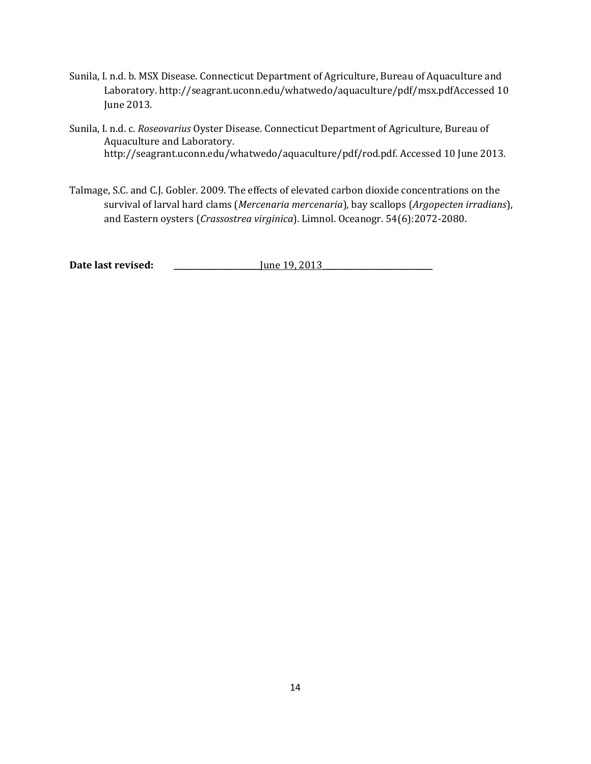Sunila, I. n.d. b. MSX Disease. Connecticut Department of Agriculture, Bureau of Aquaculture and Laboratory. http://seagrant.uconn.edu/whatwedo/aquaculture/pdf/msx.pdfAccessed 10 June 2013.

Sunila, I. n.d. c. *Roseovarius* Oyster Disease. Connecticut Department of Agriculture, Bureau of Aquaculture and Laboratory. http://seagrant.uconn.edu/whatwedo/aquaculture/pdf/rod.pdf. Accessed 10 June 2013.

Talmage, S.C. and C.J. Gobler. 2009. The effects of elevated carbon dioxide concentrations on the survival of larval hard clams (*Mercenaria mercenaria*), bay scallops (*Argopecten irradians*), and Eastern oysters (*Crassostrea virginica*). Limnol. Oceanogr. 54(6):2072-2080.

**Date last revised:** June 19, 2013